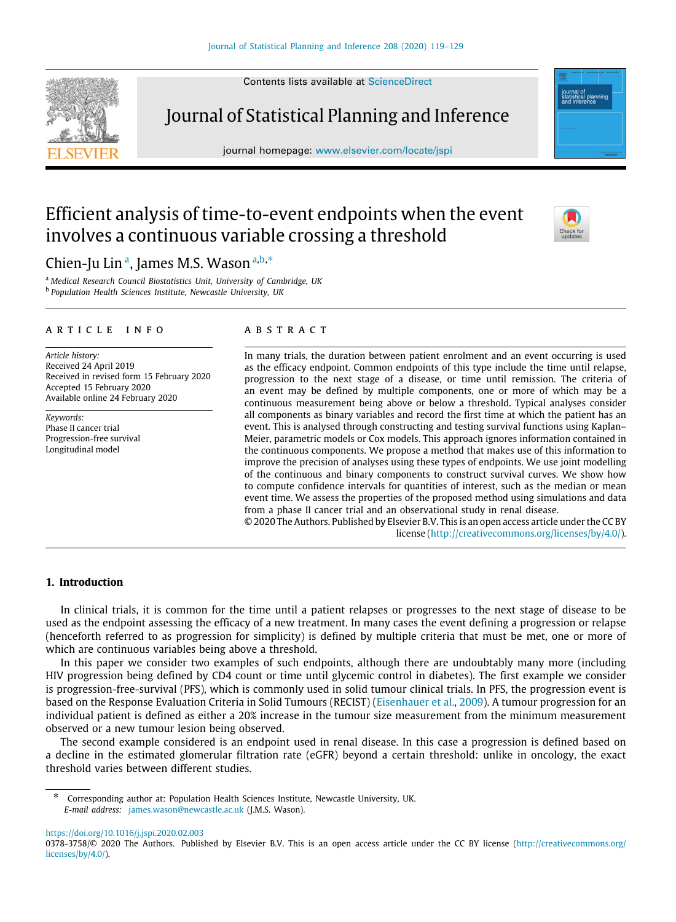# Efficient analysis of time-to-event endpoints when the event involves a continuous variable crossing a threshold

Chien-Ju Lin [a], James M.S. Wason [a,b,*]

[a] Medical Research Council Biostatistics Unit, University of Cambridge, UK
[b] Population Health Sciences Institute, Newcastle University, UK

**ARTICLE INFO**

*Article history:*
Received 24 April 2019
Received in revised form 15 February 2020
Accepted 15 February 2020
Available online 24 February 2020

*Keywords:*
Phase II cancer trial
Progression-free survival
Longitudinal model

**ABSTRACT**

In many trials, the duration between patient enrolment and an event occurring is used as the efficacy endpoint. Common endpoints of this type include the time until relapse, progression to the next stage of a disease, or time until remission. The criteria of an event may be defined by multiple components, one or more of which may be a continuous measurement being above or below a threshold. Typical analyses consider all components as binary variables and record the first time at which the patient has an event. This is analysed through constructing and testing survival functions using Kaplan–Meier, parametric models or Cox models. This approach ignores information contained in the continuous components. We propose a method that makes use of this information to improve the precision of analyses using these types of endpoints. We use joint modelling of the continuous and binary components to construct survival curves. We show how to compute confidence intervals for quantities of interest, such as the median or mean event time. We assess the properties of the proposed method using simulations and data from a phase II cancer trial and an observational study in renal disease.

© 2020 The Authors. Published by Elsevier B.V. This is an open access article under the CC BY license (http://creativecommons.org/licenses/by/4.0/).

## 1. Introduction

In clinical trials, it is common for the time until a patient relapses or progresses to the next stage of disease to be used as the endpoint assessing the efficacy of a new treatment. In many cases the event defining a progression or relapse (henceforth referred to as progression for simplicity) is defined by multiple criteria that must be met, one or more of which are continuous variables being above a threshold.

In this paper we consider two examples of such endpoints, although there are undoubtably many more (including HIV progression being defined by CD4 count or time until glycemic control in diabetes). The first example we consider is progression-free-survival (PFS), which is commonly used in solid tumour clinical trials. In PFS, the progression event is based on the Response Evaluation Criteria in Solid Tumours (RECIST) (Eisenhauer et al., 2009). A tumour progression for an individual patient is defined as either a 20% increase in the tumour size measurement from the minimum measurement observed or a new tumour lesion being observed.

The second example considered is an endpoint used in renal disease. In this case a progression is defined based on a decline in the estimated glomerular filtration rate (eGFR) beyond a certain threshold: unlike in oncology, the exact threshold varies between different studies.

---

\* Corresponding author at: Population Health Sciences Institute, Newcastle University, UK.
*E-mail address:* james.wason@newcastle.ac.uk (J.M.S. Wason).

https://doi.org/10.1016/j.jspi.2020.02.003
0378-3758/© 2020 The Authors. Published by Elsevier B.V. This is an open access article under the CC BY license (http://creativecommons.org/licenses/by/4.0/).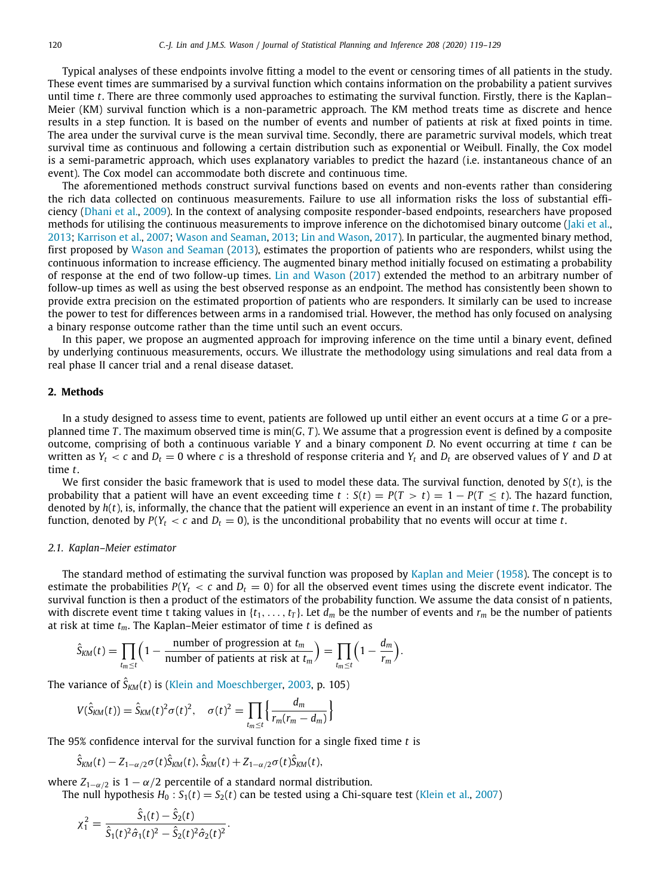Typical analyses of these endpoints involve fitting a model to the event or censoring times of all patients in the study. These event times are summarised by a survival function which contains information on the probability a patient survives until time $t$. There are three commonly used approaches to estimating the survival function. Firstly, there is the Kaplan–Meier (KM) survival function which is a non-parametric approach. The KM method treats time as discrete and hence results in a step function. It is based on the number of events and number of patients at risk at fixed points in time. The area under the survival curve is the mean survival time. Secondly, there are parametric survival models, which treat survival time as continuous and following a certain distribution such as exponential or Weibull. Finally, the Cox model is a semi-parametric approach, which uses explanatory variables to predict the hazard (i.e. instantaneous chance of an event). The Cox model can accommodate both discrete and continuous time.

The aforementioned methods construct survival functions based on events and non-events rather than considering the rich data collected on continuous measurements. Failure to use all information risks the loss of substantial efficiency (Dhani et al., 2009). In the context of analysing composite responder-based endpoints, researchers have proposed methods for utilising the continuous measurements to improve inference on the dichotomised binary outcome (Jaki et al., 2013; Karrison et al., 2007; Wason and Seaman, 2013; Lin and Wason, 2017). In particular, the augmented binary method, first proposed by Wason and Seaman (2013), estimates the proportion of patients who are responders, whilst using the continuous information to increase efficiency. The augmented binary method initially focused on estimating a probability of response at the end of two follow-up times. Lin and Wason (2017) extended the method to an arbitrary number of follow-up times as well as using the best observed response as an endpoint. The method has consistently been shown to provide extra precision on the estimated proportion of patients who are responders. It similarly can be used to increase the power to test for differences between arms in a randomised trial. However, the method has only focused on analysing a binary response outcome rather than the time until such an event occurs.

In this paper, we propose an augmented approach for improving inference on the time until a binary event, defined by underlying continuous measurements, occurs. We illustrate the methodology using simulations and real data from a real phase II cancer trial and a renal disease dataset.

## 2. Methods

In a study designed to assess time to event, patients are followed up until either an event occurs at a time $G$ or a pre-planned time $T$. The maximum observed time is $\min(G, T)$. We assume that a progression event is defined by a composite outcome, comprising of both a continuous variable $Y$ and a binary component $D$. No event occurring at time $t$ can be written as $Y_t < c$ and $D_t = 0$ where $c$ is a threshold of response criteria and $Y_t$ and $D_t$ are observed values of $Y$ and $D$ at time $t$.

We first consider the basic framework that is used to model these data. The survival function, denoted by $S(t)$, is the probability that a patient will have an event exceeding time $t$ : $S(t) = P(T > t) = 1 - P(T \leq t)$. The hazard function, denoted by $h(t)$, is, informally, the chance that the patient will experience an event in an instant of time $t$. The probability function, denoted by $P(Y_t < c \text{ and } D_t = 0)$, is the unconditional probability that no events will occur at time $t$.

### 2.1. Kaplan–Meier estimator

The standard method of estimating the survival function was proposed by Kaplan and Meier (1958). The concept is to estimate the probabilities $P(Y_t < c \text{ and } D_t = 0)$ for all the observed event times using the discrete event indicator. The survival function is then a product of the estimators of the probability function. We assume the data consist of n patients, with discrete event time t taking values in $\{t_1, \ldots, t_T\}$. Let $d_m$ be the number of events and $r_m$ be the number of patients at risk at time $t_m$. The Kaplan–Meier estimator of time $t$ is defined as

$$\hat{S}_{KM}(t) = \prod_{t_m \leq t} \Big(1 - \frac{\text{number of progression at } t_m}{\text{number of patients at risk at } t_m}\Big) = \prod_{t_m \leq t} \Big(1 - \frac{d_m}{r_m}\Big).$$

The variance of $\hat{S}_{KM}(t)$ is (Klein and Moeschberger, 2003, p. 105)

$$V(\hat{S}_{KM}(t)) = \hat{S}_{KM}(t)^2 \sigma(t)^2, \quad \sigma(t)^2 = \prod_{t_m \leq t} \Big\{ \frac{d_m}{r_m(r_m - d_m)} \Big\}$$

The 95% confidence interval for the survival function for a single fixed time $t$ is

$$\hat{S}_{KM}(t) - Z_{1-\alpha/2}\sigma(t)\hat{S}_{KM}(t), \hat{S}_{KM}(t) + Z_{1-\alpha/2}\sigma(t)\hat{S}_{KM}(t),$$

where $Z_{1-\alpha/2}$ is $1 - \alpha/2$ percentile of a standard normal distribution.

The null hypothesis $H_0 : S_1(t) = S_2(t)$ can be tested using a Chi-square test (Klein et al., 2007)

$$\chi^2_1 = \frac{\hat{S}_1(t) - \hat{S}_2(t)}{\hat{S}_1(t)^2\hat{\sigma}_1(t)^2 - \hat{S}_2(t)^2\hat{\sigma}_2(t)^2}.$$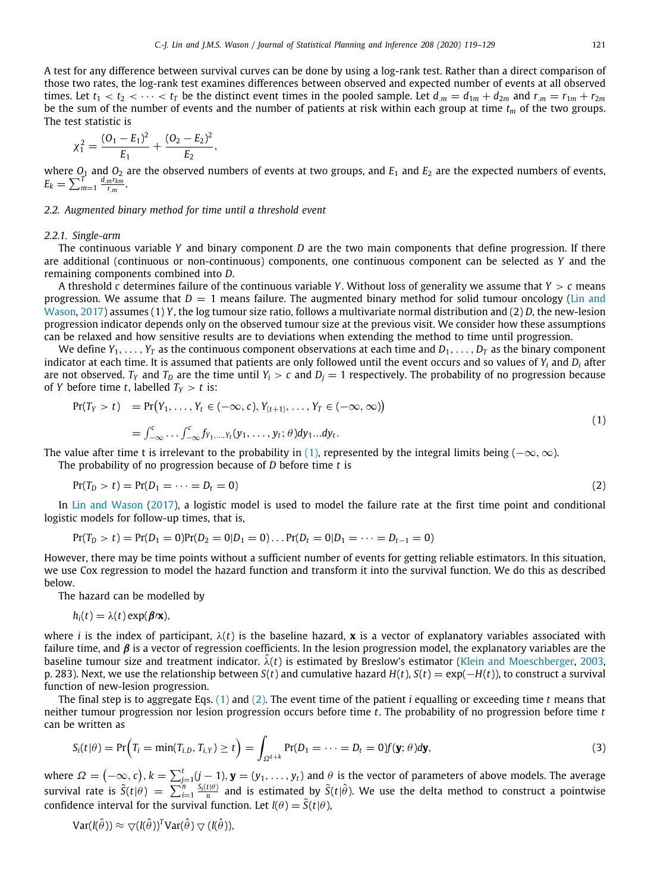A test for any difference between survival curves can be done by using a log-rank test. Rather than a direct comparison of those two rates, the log-rank test examines differences between observed and expected number of events at all observed times. Let $t_1 < t_2 < \cdots < t_T$ be the distinct event times in the pooled sample. Let $d_{.m} = d_{1m} + d_{2m}$ and $r_{.m} = r_{1m} + r_{2m}$ be the sum of the number of events and the number of patients at risk within each group at time $t_m$ of the two groups. The test statistic is

$$\chi_1^2 = \frac{(O_1 - E_1)^2}{E_1} + \frac{(O_2 - E_2)^2}{E_2},$$

where $O_1$ and $O_2$ are the observed numbers of events at two groups, and $E_1$ and $E_2$ are the expected numbers of events, $E_k = \sum_{m=1}^{T} \frac{d_{.m} r_{km}}{r_{.m}}$.

### 2.2. Augmented binary method for time until a threshold event

#### 2.2.1. Single-arm

The continuous variable $Y$ and binary component $D$ are the two main components that define progression. If there are additional (continuous or non-continuous) components, one continuous component can be selected as $Y$ and the remaining components combined into $D$.

A threshold $c$ determines failure of the continuous variable $Y$. Without loss of generality we assume that $Y > c$ means progression. We assume that $D = 1$ means failure. The augmented binary method for solid tumour oncology (Lin and Wason, 2017) assumes (1) $Y$, the log tumour size ratio, follows a multivariate normal distribution and (2) $D$, the new-lesion progression indicator depends only on the observed tumour size at the previous visit. We consider how these assumptions can be relaxed and how sensitive results are to deviations when extending the method to time until progression.

We define $Y_1, \ldots, Y_T$ as the continuous component observations at each time and $D_1, \ldots, D_T$ as the binary component indicator at each time. It is assumed that patients are only followed until the event occurs and so values of $Y_i$ and $D_i$ after are not observed. $T_Y$ and $T_D$ are the time until $Y_i > c$ and $D_j = 1$ respectively. The probability of no progression because of $Y$ before time $t$, labelled $T_Y > t$ is:

$$\begin{aligned}
\Pr(T_Y > t) &= \Pr\big(Y_1, \ldots, Y_t \in (-\infty, c), Y_{(t+1)}, \ldots, Y_T \in (-\infty, \infty)\big) \\
&= \int_{-\infty}^{c} \cdots \int_{-\infty}^{c} f_{Y_1,\ldots,Y_t}(y_1, \ldots, y_t; \theta) dy_1 \ldots dy_t.
\end{aligned} \tag{1}$$

The value after time t is irrelevant to the probability in (1), represented by the integral limits being $(-\infty, \infty)$.

The probability of no progression because of $D$ before time $t$ is

$$\Pr(T_D > t) = \Pr(D_1 = \cdots = D_t = 0) \tag{2}$$

In Lin and Wason (2017), a logistic model is used to model the failure rate at the first time point and conditional logistic models for follow-up times, that is,

$$\Pr(T_D > t) = \Pr(D_1 = 0)\Pr(D_2 = 0|D_1 = 0) \ldots \Pr(D_t = 0|D_1 = \cdots = D_{t-1} = 0)$$

However, there may be time points without a sufficient number of events for getting reliable estimators. In this situation, we use Cox regression to model the hazard function and transform it into the survival function. We do this as described below.

The hazard can be modelled by

$$h_i(t) = \lambda(t) \exp(\boldsymbol{\beta}\prime\mathbf{x}),$$

where $i$ is the index of participant, $\lambda(t)$ is the baseline hazard, $\mathbf{x}$ is a vector of explanatory variables associated with failure time, and $\boldsymbol{\beta}$ is a vector of regression coefficients. In the lesion progression model, the explanatory variables are the baseline tumour size and treatment indicator. $\hat{\lambda}(t)$ is estimated by Breslow's estimator (Klein and Moeschberger, 2003, p. 283). Next, we use the relationship between $S(t)$ and cumulative hazard $H(t)$, $S(t) = \exp(-H(t))$, to construct a survival function of new-lesion progression.

The final step is to aggregate Eqs. (1) and (2). The event time of the patient $i$ equalling or exceeding time $t$ means that neither tumour progression nor lesion progression occurs before time $t$. The probability of no progression before time $t$ can be written as

$$S_i(t|\theta) = \Pr\Big(T_i = \min(T_{i,D}, T_{i,Y}) \geq t\Big) = \int_{\Omega^{t+k}} \Pr(D_1 = \cdots = D_t = 0) f(\mathbf{y}; \theta) d\mathbf{y}, \tag{3}$$

where $\Omega = \big(-\infty, c\big)$, $k = \sum_{j=1}^{t}(j-1)$, $\mathbf{y} = (y_1, \ldots, y_t)$ and $\theta$ is the vector of parameters of above models. The average survival rate is $\tilde{S}(t|\theta) = \sum_{i=1}^{n} \frac{S_i(t|\theta)}{n}$ and is estimated by $\tilde{S}(t|\hat{\theta})$. We use the delta method to construct a pointwise confidence interval for the survival function. Let $l(\theta) = \tilde{S}(t|\theta)$,

$$\text{Var}(l(\hat{\theta})) \approx \triangledown(l(\hat{\theta}))^T \text{Var}(\hat{\theta}) \triangledown (l(\hat{\theta})),$$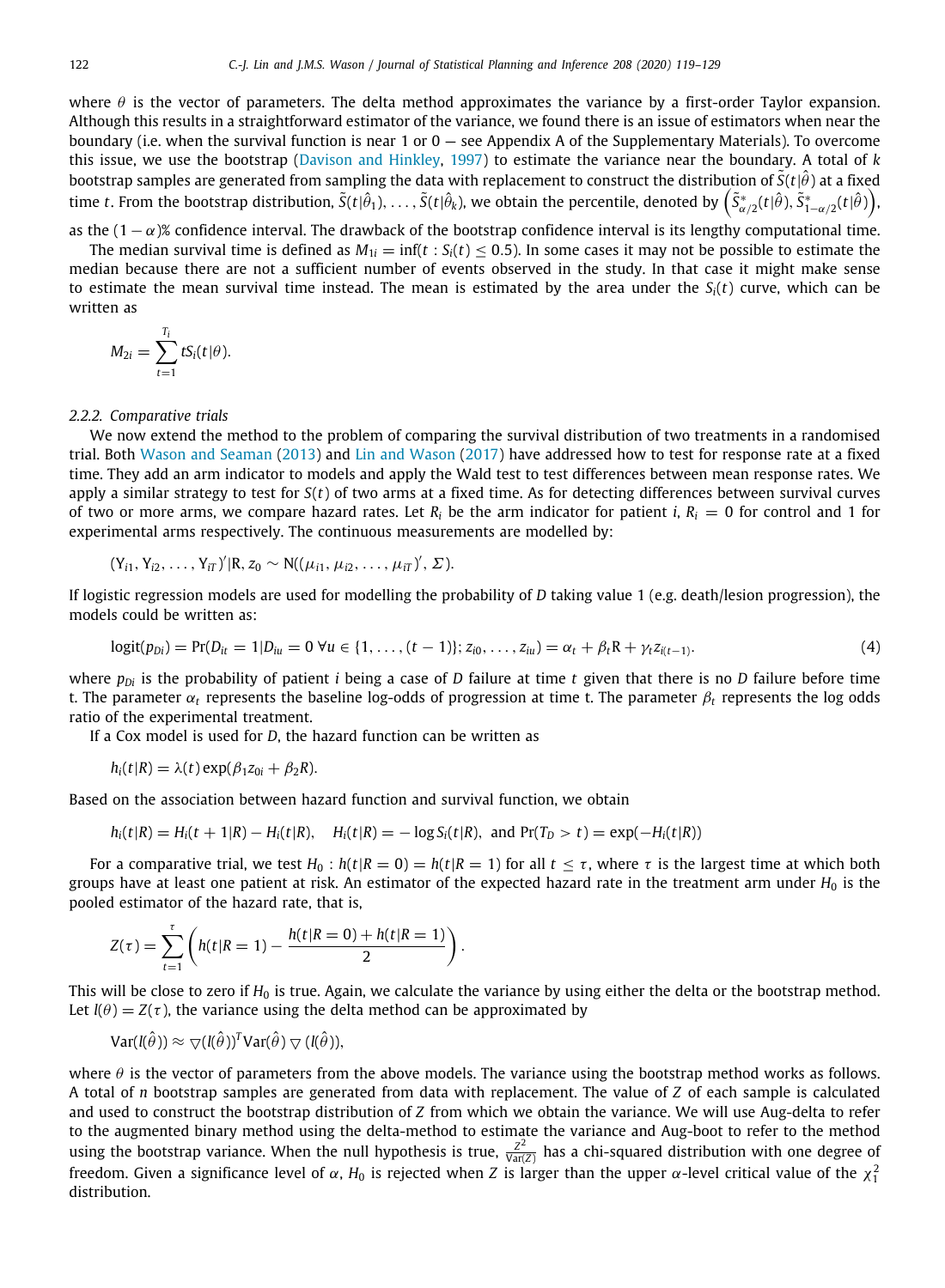where $\theta$ is the vector of parameters. The delta method approximates the variance by a first-order Taylor expansion. Although this results in a straightforward estimator of the variance, we found there is an issue of estimators when near the boundary (i.e. when the survival function is near 1 or 0 — see Appendix A of the Supplementary Materials). To overcome this issue, we use the bootstrap (Davison and Hinkley, 1997) to estimate the variance near the boundary. A total of $k$ bootstrap samples are generated from sampling the data with replacement to construct the distribution of $\tilde{S}(t|\hat{\theta})$ at a fixed time $t$. From the bootstrap distribution, $\tilde{S}(t|\hat{\theta}_1), \ldots, \tilde{S}(t|\hat{\theta}_k)$, we obtain the percentile, denoted by $\left(\tilde{S}^*_{\alpha/2}(t|\hat{\theta}), \tilde{S}^*_{1-\alpha/2}(t|\hat{\theta})\right)$, as the $(1-\alpha)$% confidence interval. The drawback of the bootstrap confidence interval is its lengthy computational time.

The median survival time is defined as $M_{1i} = \inf(t : S_i(t) \leq 0.5)$. In some cases it may not be possible to estimate the median because there are not a sufficient number of events observed in the study. In that case it might make sense to estimate the mean survival time instead. The mean is estimated by the area under the $S_i(t)$ curve, which can be written as

$$M_{2i} = \sum_{t=1}^{T_i} t S_i(t|\theta).$$

### 2.2.2. Comparative trials

We now extend the method to the problem of comparing the survival distribution of two treatments in a randomised trial. Both Wason and Seaman (2013) and Lin and Wason (2017) have addressed how to test for response rate at a fixed time. They add an arm indicator to models and apply the Wald test to test differences between mean response rates. We apply a similar strategy to test for $S(t)$ of two arms at a fixed time. As for detecting differences between survival curves of two or more arms, we compare hazard rates. Let $R_i$ be the arm indicator for patient $i$, $R_i = 0$ for control and 1 for experimental arms respectively. The continuous measurements are modelled by:

$$(Y_{i1}, Y_{i2}, \ldots, Y_{iT})'|R, z_0 \sim N((\mu_{i1}, \mu_{i2}, \ldots, \mu_{iT})', \Sigma).$$

If logistic regression models are used for modelling the probability of $D$ taking value 1 (e.g. death/lesion progression), the models could be written as:

$$\text{logit}(p_{Di}) = \Pr(D_{it} = 1 | D_{iu} = 0 \; \forall u \in \{1, \ldots, (t-1)\}; z_{i0}, \ldots, z_{iu}) = \alpha_t + \beta_t R + \gamma_t z_{i(t-1)}. \tag{4}$$

where $p_{Di}$ is the probability of patient $i$ being a case of $D$ failure at time $t$ given that there is no $D$ failure before time t. The parameter $\alpha_t$ represents the baseline log-odds of progression at time t. The parameter $\beta_t$ represents the log odds ratio of the experimental treatment.

If a Cox model is used for $D$, the hazard function can be written as

$$h_i(t|R) = \lambda(t) \exp(\beta_1 z_{0i} + \beta_2 R).$$

Based on the association between hazard function and survival function, we obtain

$$h_i(t|R) = H_i(t+1|R) - H_i(t|R), \quad H_i(t|R) = -\log S_i(t|R), \text{ and } \Pr(T_D > t) = \exp(-H_i(t|R))$$

For a comparative trial, we test $H_0 : h(t|R=0) = h(t|R=1)$ for all $t \leq \tau$, where $\tau$ is the largest time at which both groups have at least one patient at risk. An estimator of the expected hazard rate in the treatment arm under $H_0$ is the pooled estimator of the hazard rate, that is,

$$Z(\tau) = \sum_{t=1}^{\tau} \left( h(t|R=1) - \frac{h(t|R=0) + h(t|R=1)}{2} \right).$$

This will be close to zero if $H_0$ is true. Again, we calculate the variance by using either the delta or the bootstrap method. Let $l(\theta) = Z(\tau)$, the variance using the delta method can be approximated by

$$\text{Var}(l(\hat{\theta})) \approx \triangledown(l(\hat{\theta}))^T \text{Var}(\hat{\theta}) \triangledown (l(\hat{\theta})),$$

where $\theta$ is the vector of parameters from the above models. The variance using the bootstrap method works as follows. A total of $n$ bootstrap samples are generated from data with replacement. The value of $Z$ of each sample is calculated and used to construct the bootstrap distribution of $Z$ from which we obtain the variance. We will use Aug-delta to refer to the augmented binary method using the delta-method to estimate the variance and Aug-boot to refer to the method using the bootstrap variance. When the null hypothesis is true, $\frac{Z^2}{\text{Var}(Z)}$ has a chi-squared distribution with one degree of freedom. Given a significance level of $\alpha$, $H_0$ is rejected when $Z$ is larger than the upper $\alpha$-level critical value of the $\chi^2_1$ distribution.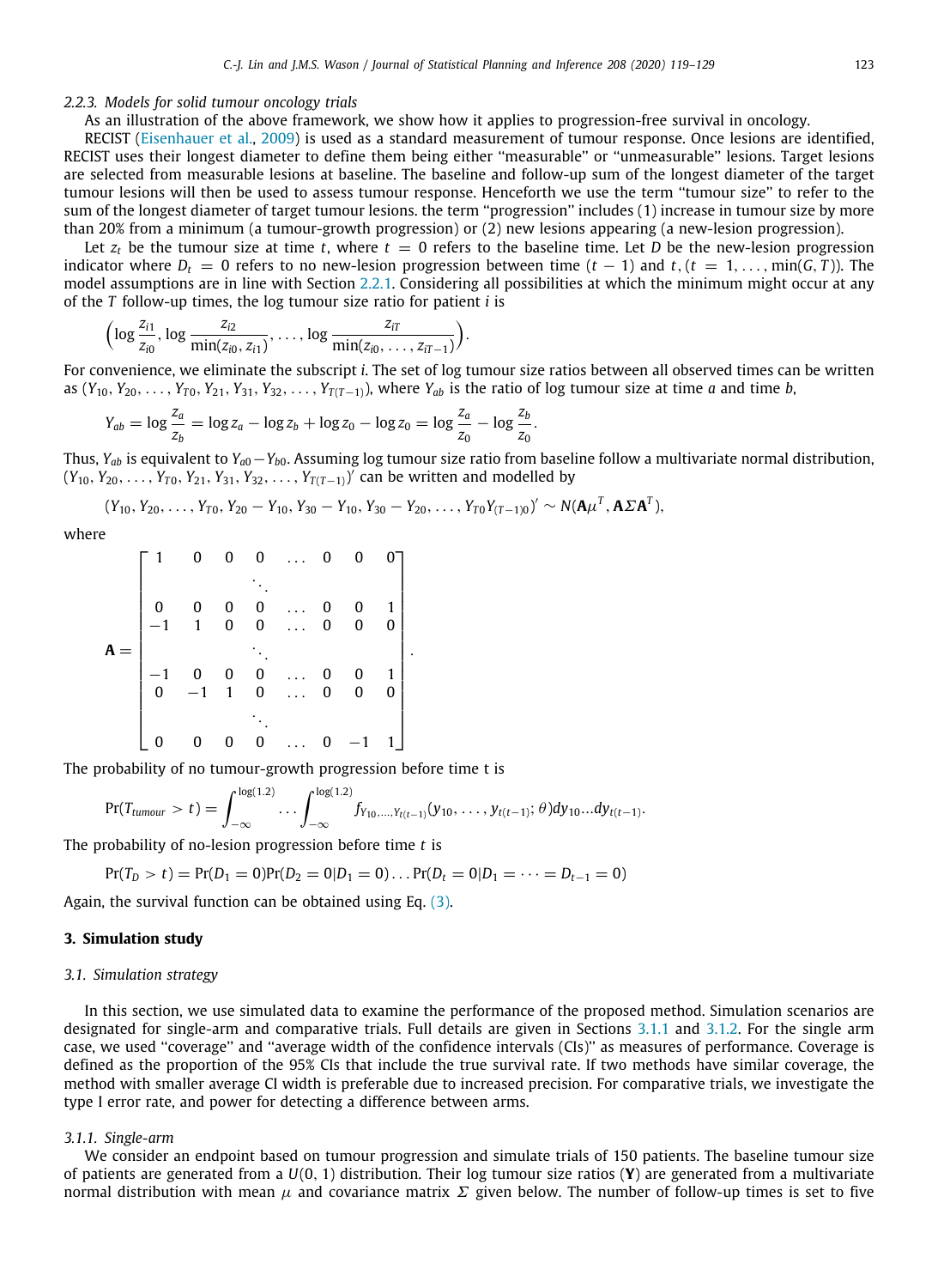### 2.2.3. Models for solid tumour oncology trials

As an illustration of the above framework, we show how it applies to progression-free survival in oncology.

RECIST (Eisenhauer et al., 2009) is used as a standard measurement of tumour response. Once lesions are identified, RECIST uses their longest diameter to define them being either ''measurable'' or ''unmeasurable'' lesions. Target lesions are selected from measurable lesions at baseline. The baseline and follow-up sum of the longest diameter of the target tumour lesions will then be used to assess tumour response. Henceforth we use the term ''tumour size'' to refer to the sum of the longest diameter of target tumour lesions. the term ''progression'' includes (1) increase in tumour size by more than 20% from a minimum (a tumour-growth progression) or (2) new lesions appearing (a new-lesion progression).

Let $z_t$ be the tumour size at time $t$, where $t = 0$ refers to the baseline time. Let $D$ be the new-lesion progression indicator where $D_t = 0$ refers to no new-lesion progression between time $(t-1)$ and $t, (t = 1, \ldots, \min(G, T))$. The model assumptions are in line with Section 2.2.1. Considering all possibilities at which the minimum might occur at any of the $T$ follow-up times, the log tumour size ratio for patient $i$ is

$$\left(\log \frac{z_{i1}}{z_{i0}}, \log \frac{z_{i2}}{\min(z_{i0}, z_{i1})}, \ldots, \log \frac{z_{iT}}{\min(z_{i0}, \ldots, z_{iT-1})}\right).$$

For convenience, we eliminate the subscript $i$. The set of log tumour size ratios between all observed times can be written as $(Y_{10}, Y_{20}, \ldots, Y_{T0}, Y_{21}, Y_{31}, Y_{32}, \ldots, Y_{T(T-1)})$, where $Y_{ab}$ is the ratio of log tumour size at time $a$ and time $b$,

$$Y_{ab} = \log \frac{z_a}{z_b} = \log z_a - \log z_b + \log z_0 - \log z_0 = \log \frac{z_a}{z_0} - \log \frac{z_b}{z_0}.$$

Thus, $Y_{ab}$ is equivalent to $Y_{a0} - Y_{b0}$. Assuming log tumour size ratio from baseline follow a multivariate normal distribution, $(Y_{10}, Y_{20}, \ldots, Y_{T0}, Y_{21}, Y_{31}, Y_{32}, \ldots, Y_{T(T-1)})'$ can be written and modelled by

$$(Y_{10}, Y_{20}, \ldots, Y_{T0}, Y_{20} - Y_{10}, Y_{30} - Y_{10}, Y_{30} - Y_{20}, \ldots, Y_{T0} Y_{(T-1)0})' \sim N(\mathbf{A}\mu^T, \mathbf{A}\Sigma\mathbf{A}^T),$$

where

$$\mathbf{A} = \begin{bmatrix} 1 & 0 & 0 & 0 & \ldots & 0 & 0 & 0 \\ & & & \ddots & & & & \\ 0 & 0 & 0 & 0 & \ldots & 0 & 0 & 1 \\ -1 & 1 & 0 & 0 & \ldots & 0 & 0 & 0 \\ & & & \ddots & & & & \\ -1 & 0 & 0 & 0 & \ldots & 0 & 0 & 1 \\ 0 & -1 & 1 & 0 & \ldots & 0 & 0 & 0 \\ & & & \ddots & & & & \\ 0 & 0 & 0 & 0 & \ldots & 0 & -1 & 1 \end{bmatrix}.$$

The probability of no tumour-growth progression before time t is

$$\Pr(T_{tumour} > t) = \int_{-\infty}^{\log(1.2)} \cdots \int_{-\infty}^{\log(1.2)} f_{Y_{10},\ldots,Y_{t(t-1)}}(y_{10}, \ldots, y_{t(t-1)}; \theta) dy_{10} \ldots dy_{t(t-1)}.$$

The probability of no-lesion progression before time $t$ is

$$\Pr(T_D > t) = \Pr(D_1 = 0)\Pr(D_2 = 0|D_1 = 0) \ldots \Pr(D_t = 0|D_1 = \cdots = D_{t-1} = 0)$$

Again, the survival function can be obtained using Eq. (3).

## 3. Simulation study

### 3.1. Simulation strategy

In this section, we use simulated data to examine the performance of the proposed method. Simulation scenarios are designated for single-arm and comparative trials. Full details are given in Sections 3.1.1 and 3.1.2. For the single arm case, we used ''coverage'' and ''average width of the confidence intervals (CIs)'' as measures of performance. Coverage is defined as the proportion of the 95% CIs that include the true survival rate. If two methods have similar coverage, the method with smaller average CI width is preferable due to increased precision. For comparative trials, we investigate the type I error rate, and power for detecting a difference between arms.

#### 3.1.1. Single-arm

We consider an endpoint based on tumour progression and simulate trials of 150 patients. The baseline tumour size of patients are generated from a $U(0, 1)$ distribution. Their log tumour size ratios ($\mathbf{Y}$) are generated from a multivariate normal distribution with mean $\mu$ and covariance matrix $\Sigma$ given below. The number of follow-up times is set to five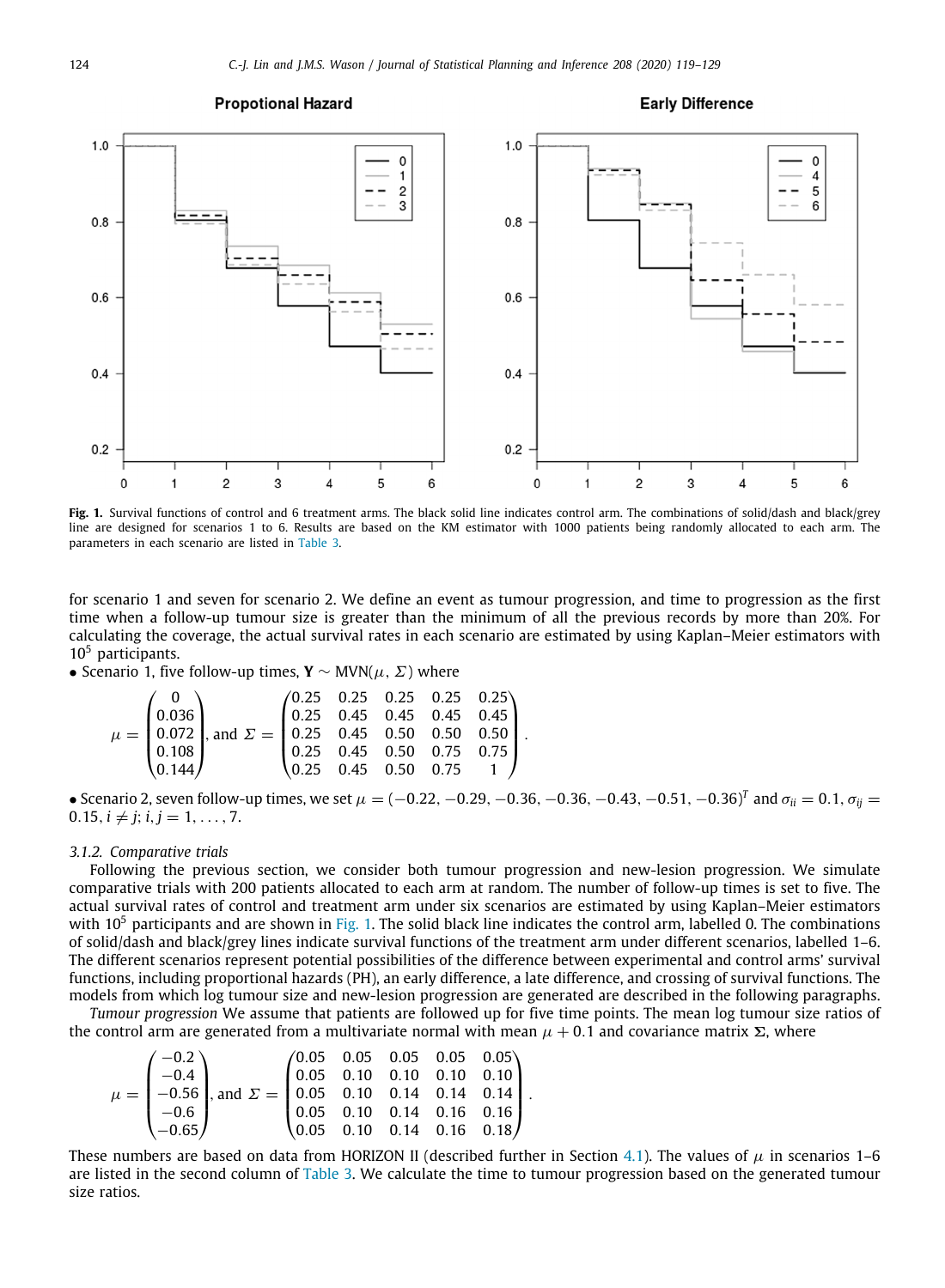Fig. 1. Survival functions of control and 6 treatment arms. The black solid line indicates control arm. The combinations of solid/dash and black/grey line are designed for scenarios 1 to 6. Results are based on the KM estimator with 1000 patients being randomly allocated to each arm. The parameters in each scenario are listed in Table 3.

for scenario 1 and seven for scenario 2. We define an event as tumour progression, and time to progression as the first time when a follow-up tumour size is greater than the minimum of all the previous records by more than 20%. For calculating the coverage, the actual survival rates in each scenario are estimated by using Kaplan–Meier estimators with $10^5$ participants.

- Scenario 1, five follow-up times, $\mathbf{Y} \sim \text{MVN}(\mu, \Sigma)$ where

$$\mu = \begin{pmatrix} 0 \\ 0.036 \\ 0.072 \\ 0.108 \\ 0.144 \end{pmatrix}, \text{ and } \Sigma = \begin{pmatrix} 0.25 & 0.25 & 0.25 & 0.25 & 0.25 \\ 0.25 & 0.45 & 0.45 & 0.45 & 0.45 \\ 0.25 & 0.45 & 0.50 & 0.50 & 0.50 \\ 0.25 & 0.45 & 0.50 & 0.75 & 0.75 \\ 0.25 & 0.45 & 0.50 & 0.75 & 1 \end{pmatrix}.$$

- Scenario 2, seven follow-up times, we set $\mu = (-0.22, -0.29, -0.36, -0.36, -0.43, -0.51, -0.36)^T$ and $\sigma_{ii} = 0.1, \sigma_{ij} = 0.15, i \neq j; i, j = 1, \ldots, 7$.

### 3.1.2. Comparative trials

Following the previous section, we consider both tumour progression and new-lesion progression. We simulate comparative trials with 200 patients allocated to each arm at random. The number of follow-up times is set to five. The actual survival rates of control and treatment arm under six scenarios are estimated by using Kaplan–Meier estimators with $10^5$ participants and are shown in Fig. 1. The solid black line indicates the control arm, labelled 0. The combinations of solid/dash and black/grey lines indicate survival functions of the treatment arm under different scenarios, labelled 1–6. The different scenarios represent potential possibilities of the difference between experimental and control arms' survival functions, including proportional hazards (PH), an early difference, a late difference, and crossing of survival functions. The models from which log tumour size and new-lesion progression are generated are described in the following paragraphs.

*Tumour progression* We assume that patients are followed up for five time points. The mean log tumour size ratios of the control arm are generated from a multivariate normal with mean $\mu + 0.1$ and covariance matrix $\mathbf{\Sigma}$, where

$$\mu = \begin{pmatrix} -0.2 \\ -0.4 \\ -0.56 \\ -0.6 \\ -0.65 \end{pmatrix}, \text{ and } \Sigma = \begin{pmatrix} 0.05 & 0.05 & 0.05 & 0.05 & 0.05 \\ 0.05 & 0.10 & 0.10 & 0.10 & 0.10 \\ 0.05 & 0.10 & 0.14 & 0.14 & 0.14 \\ 0.05 & 0.10 & 0.14 & 0.16 & 0.16 \\ 0.05 & 0.10 & 0.14 & 0.16 & 0.18 \end{pmatrix}.$$

These numbers are based on data from HORIZON II (described further in Section 4.1). The values of $\mu$ in scenarios 1–6 are listed in the second column of Table 3. We calculate the time to tumour progression based on the generated tumour size ratios.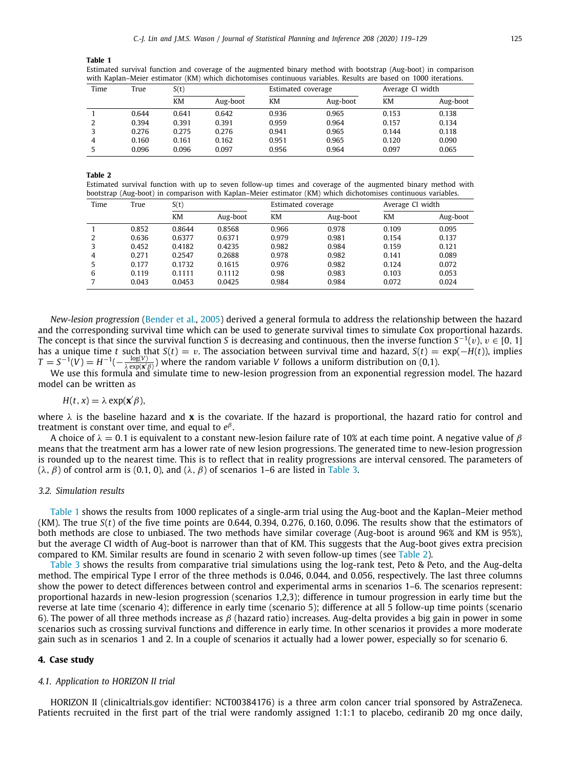**Table 1**
Estimated survival function and coverage of the augmented binary method with bootstrap (Aug-boot) in comparison with Kaplan–Meier estimator (KM) which dichotomises continuous variables. Results are based on 1000 iterations.

| Time | True | S(t) | | Estimated coverage | | Average CI width | |
|---|---|---|---|---|---|---|---|
| | | KM | Aug-boot | KM | Aug-boot | KM | Aug-boot |
| 1 | 0.644 | 0.641 | 0.642 | 0.936 | 0.965 | 0.153 | 0.138 |
| 2 | 0.394 | 0.391 | 0.391 | 0.959 | 0.964 | 0.157 | 0.134 |
| 3 | 0.276 | 0.275 | 0.276 | 0.941 | 0.965 | 0.144 | 0.118 |
| 4 | 0.160 | 0.161 | 0.162 | 0.951 | 0.965 | 0.120 | 0.090 |
| 5 | 0.096 | 0.096 | 0.097 | 0.956 | 0.964 | 0.097 | 0.065 |

**Table 2**
Estimated survival function with up to seven follow-up times and coverage of the augmented binary method with bootstrap (Aug-boot) in comparison with Kaplan–Meier estimator (KM) which dichotomises continuous variables.

| Time | True | S(t) | | Estimated coverage | | Average CI width | |
|---|---|---|---|---|---|---|---|
| | | KM | Aug-boot | KM | Aug-boot | KM | Aug-boot |
| 1 | 0.852 | 0.8644 | 0.8568 | 0.966 | 0.978 | 0.109 | 0.095 |
| 2 | 0.636 | 0.6377 | 0.6371 | 0.979 | 0.981 | 0.154 | 0.137 |
| 3 | 0.452 | 0.4182 | 0.4235 | 0.982 | 0.984 | 0.159 | 0.121 |
| 4 | 0.271 | 0.2547 | 0.2688 | 0.978 | 0.982 | 0.141 | 0.089 |
| 5 | 0.177 | 0.1732 | 0.1615 | 0.976 | 0.982 | 0.124 | 0.072 |
| 6 | 0.119 | 0.1111 | 0.1112 | 0.98 | 0.983 | 0.103 | 0.053 |
| 7 | 0.043 | 0.0453 | 0.0425 | 0.984 | 0.984 | 0.072 | 0.024 |

*New-lesion progression* (Bender et al., 2005) derived a general formula to address the relationship between the hazard and the corresponding survival time which can be used to generate survival times to simulate Cox proportional hazards. The concept is that since the survival function $S$ is decreasing and continuous, then the inverse function $S^{-1}(v)$, $v \in [0, 1]$ has a unique time $t$ such that $S(t) = v$. The association between survival time and hazard, $S(t) = \exp(-H(t))$, implies $T = S^{-1}(V) = H^{-1}(-\frac{\log(V)}{\lambda \exp(\mathbf{x}'\beta)})$ where the random variable $V$ follows a uniform distribution on (0,1).

We use this formula and simulate time to new-lesion progression from an exponential regression model. The hazard model can be written as

$$H(t, x) = \lambda \exp(\mathbf{x}'\beta),$$

where $\lambda$ is the baseline hazard and $\mathbf{x}$ is the covariate. If the hazard is proportional, the hazard ratio for control and treatment is constant over time, and equal to $e^{\beta}$.

A choice of $\lambda = 0.1$ is equivalent to a constant new-lesion failure rate of 10% at each time point. A negative value of $\beta$ means that the treatment arm has a lower rate of new lesion progressions. The generated time to new-lesion progression is rounded up to the nearest time. This is to reflect that in reality progressions are interval censored. The parameters of $(\lambda, \beta)$ of control arm is (0.1, 0), and $(\lambda, \beta)$ of scenarios 1–6 are listed in Table 3.

### 3.2. Simulation results

Table 1 shows the results from 1000 replicates of a single-arm trial using the Aug-boot and the Kaplan–Meier method (KM). The true $S(t)$ of the five time points are 0.644, 0.394, 0.276, 0.160, 0.096. The results show that the estimators of both methods are close to unbiased. The two methods have similar coverage (Aug-boot is around 96% and KM is 95%), but the average CI width of Aug-boot is narrower than that of KM. This suggests that the Aug-boot gives extra precision compared to KM. Similar results are found in scenario 2 with seven follow-up times (see Table 2).

Table 3 shows the results from comparative trial simulations using the log-rank test, Peto & Peto, and the Aug-delta method. The empirical Type I error of the three methods is 0.046, 0.044, and 0.056, respectively. The last three columns show the power to detect differences between control and experimental arms in scenarios 1–6. The scenarios represent: proportional hazards in new-lesion progression (scenarios 1,2,3); difference in tumour progression in early time but the reverse at late time (scenario 4); difference in early time (scenario 5); difference at all 5 follow-up time points (scenario 6). The power of all three methods increase as $\beta$ (hazard ratio) increases. Aug-delta provides a big gain in power in some scenarios such as crossing survival functions and difference in early time. In other scenarios it provides a more moderate gain such as in scenarios 1 and 2. In a couple of scenarios it actually had a lower power, especially so for scenario 6.

## 4. Case study

### 4.1. Application to HORIZON II trial

HORIZON II (clinicaltrials.gov identifier: NCT00384176) is a three arm colon cancer trial sponsored by AstraZeneca. Patients recruited in the first part of the trial were randomly assigned 1:1:1 to placebo, cediranib 20 mg once daily,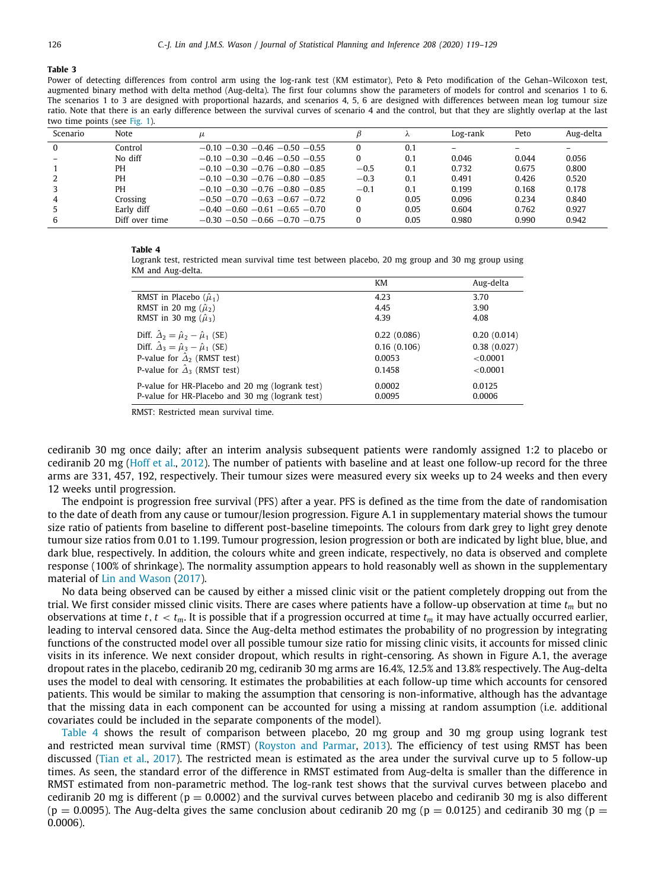**Table 3**

Power of detecting differences from control arm using the log-rank test (KM estimator), Peto & Peto modification of the Gehan–Wilcoxon test, augmented binary method with delta method (Aug-delta). The first four columns show the parameters of models for control and scenarios 1 to 6. The scenarios 1 to 3 are designed with proportional hazards, and scenarios 4, 5, 6 are designed with differences between mean log tumour size ratio. Note that there is an early difference between the survival curves of scenario 4 and the control, but that they are slightly overlap at the last two time points (see Fig. 1).

| Scenario | Note | $\mu$ | $\beta$ | $\lambda$ | Log-rank | Peto | Aug-delta |
|---|---|---|---|---|---|---|---|
| 0 | Control | −0.10 −0.30 −0.46 −0.50 −0.55 | 0 | 0.1 | – | – | – |
| – | No diff | −0.10 −0.30 −0.46 −0.50 −0.55 | 0 | 0.1 | 0.046 | 0.044 | 0.056 |
| 1 | PH | −0.10 −0.30 −0.76 −0.80 −0.85 | −0.5 | 0.1 | 0.732 | 0.675 | 0.800 |
| 2 | PH | −0.10 −0.30 −0.76 −0.80 −0.85 | −0.3 | 0.1 | 0.491 | 0.426 | 0.520 |
| 3 | PH | −0.10 −0.30 −0.76 −0.80 −0.85 | −0.1 | 0.1 | 0.199 | 0.168 | 0.178 |
| 4 | Crossing | −0.50 −0.70 −0.63 −0.67 −0.72 | 0 | 0.05 | 0.096 | 0.234 | 0.840 |
| 5 | Early diff | −0.40 −0.60 −0.61 −0.65 −0.70 | 0 | 0.05 | 0.604 | 0.762 | 0.927 |
| 6 | Diff over time | −0.30 −0.50 −0.66 −0.70 −0.75 | 0 | 0.05 | 0.980 | 0.990 | 0.942 |

**Table 4**

Logrank test, restricted mean survival time test between placebo, 20 mg group and 30 mg group using KM and Aug-delta.

| | KM | Aug-delta |
|---|---|---|
| RMST in Placebo ($\hat{\mu}_1$) | 4.23 | 3.70 |
| RMST in 20 mg ($\hat{\mu}_2$) | 4.45 | 3.90 |
| RMST in 30 mg ($\hat{\mu}_3$) | 4.39 | 4.08 |
| Diff. $\hat{\Delta}_2 = \hat{\mu}_2 - \hat{\mu}_1$ (SE) | 0.22 (0.086) | 0.20 (0.014) |
| Diff. $\hat{\Delta}_3 = \hat{\mu}_3 - \hat{\mu}_1$ (SE) | 0.16 (0.106) | 0.38 (0.027) |
| P-value for $\hat{\Delta}_2$ (RMST test) | 0.0053 | <0.0001 |
| P-value for $\hat{\Delta}_3$ (RMST test) | 0.1458 | <0.0001 |
| P-value for HR-Placebo and 20 mg (logrank test) | 0.0002 | 0.0125 |
| P-value for HR-Placebo and 30 mg (logrank test) | 0.0095 | 0.0006 |

RMST: Restricted mean survival time.

cediranib 30 mg once daily; after an interim analysis subsequent patients were randomly assigned 1:2 to placebo or cediranib 20 mg (Hoff et al., 2012). The number of patients with baseline and at least one follow-up record for the three arms are 331, 457, 192, respectively. Their tumour sizes were measured every six weeks up to 24 weeks and then every 12 weeks until progression.

The endpoint is progression free survival (PFS) after a year. PFS is defined as the time from the date of randomisation to the date of death from any cause or tumour/lesion progression. Figure A.1 in supplementary material shows the tumour size ratio of patients from baseline to different post-baseline timepoints. The colours from dark grey to light grey denote tumour size ratios from 0.01 to 1.199. Tumour progression, lesion progression or both are indicated by light blue, blue, and dark blue, respectively. In addition, the colours white and green indicate, respectively, no data is observed and complete response (100% of shrinkage). The normality assumption appears to hold reasonably well as shown in the supplementary material of Lin and Wason (2017).

No data being observed can be caused by either a missed clinic visit or the patient completely dropping out from the trial. We first consider missed clinic visits. There are cases where patients have a follow-up observation at time $t_m$ but no observations at time $t$, $t < t_m$. It is possible that if a progression occurred at time $t_m$ it may have actually occurred earlier, leading to interval censored data. Since the Aug-delta method estimates the probability of no progression by integrating functions of the constructed model over all possible tumour size ratio for missing clinic visits, it accounts for missed clinic visits in its inference. We next consider dropout, which results in right-censoring. As shown in Figure A.1, the average dropout rates in the placebo, cediranib 20 mg, cediranib 30 mg arms are 16.4%, 12.5% and 13.8% respectively. The Aug-delta uses the model to deal with censoring. It estimates the probabilities at each follow-up time which accounts for censored patients. This would be similar to making the assumption that censoring is non-informative, although has the advantage that the missing data in each component can be accounted for using a missing at random assumption (i.e. additional covariates could be included in the separate components of the model).

Table 4 shows the result of comparison between placebo, 20 mg group and 30 mg group using logrank test and restricted mean survival time (RMST) (Royston and Parmar, 2013). The efficiency of test using RMST has been discussed (Tian et al., 2017). The restricted mean is estimated as the area under the survival curve up to 5 follow-up times. As seen, the standard error of the difference in RMST estimated from Aug-delta is smaller than the difference in RMST estimated from non-parametric method. The log-rank test shows that the survival curves between placebo and cediranib 20 mg is different (p = 0.0002) and the survival curves between placebo and cediranib 30 mg is also different (p = 0.0095). The Aug-delta gives the same conclusion about cediranib 20 mg (p = 0.0125) and cediranib 30 mg (p = 0.0006).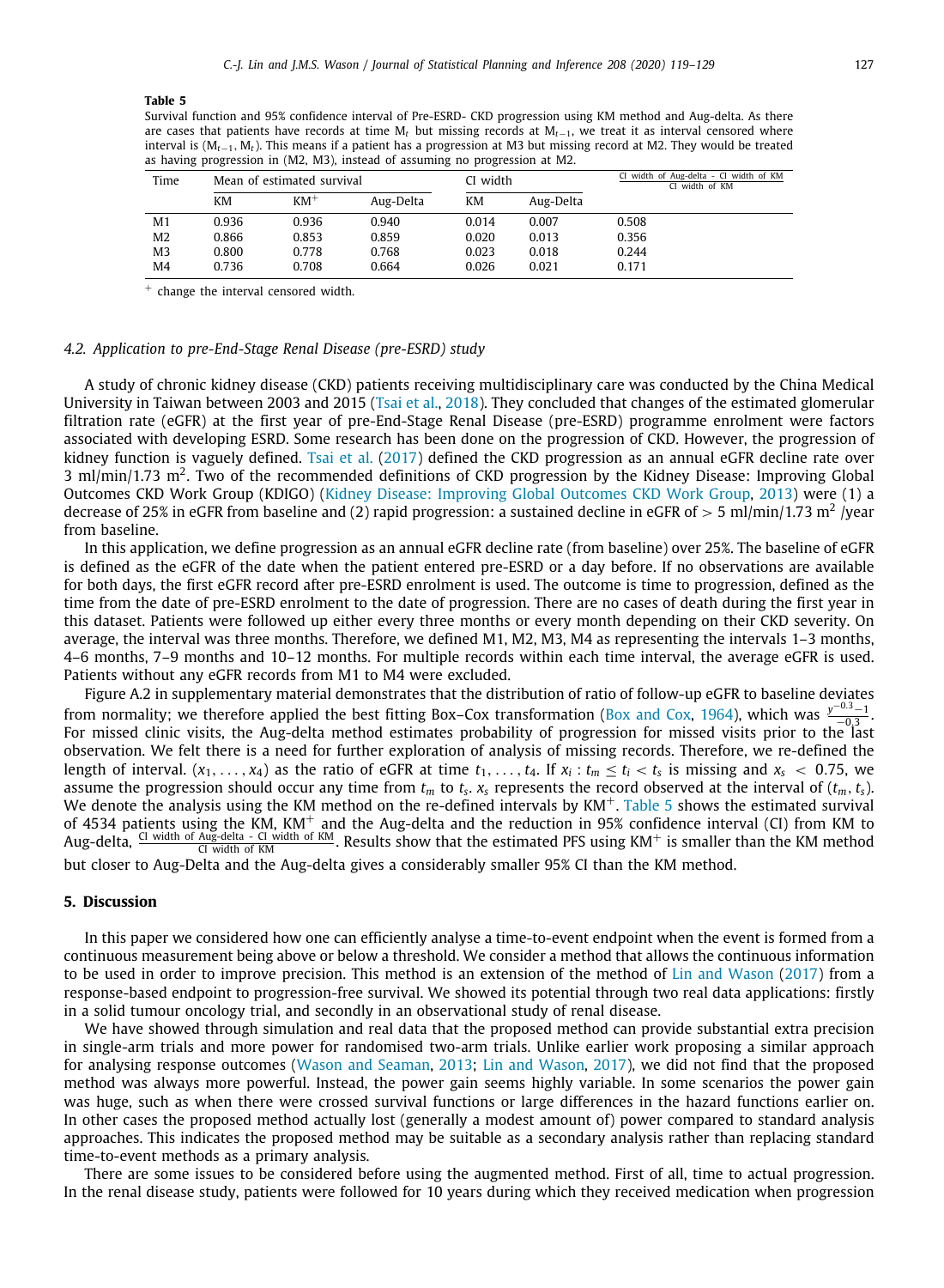**Table 5**
Survival function and 95% confidence interval of Pre-ESRD- CKD progression using KM method and Aug-delta. As there are cases that patients have records at time $M_t$ but missing records at $M_{t-1}$, we treat it as interval censored where interval is $(M_{t-1}, M_t)$. This means if a patient has a progression at M3 but missing record at M2. They would be treated as having progression in (M2, M3), instead of assuming no progression at M2.

| Time | Mean of estimated survival | | | CI width | | $\frac{\text{CI width of Aug-delta - CI width of KM}}{\text{CI width of KM}}$ |
|---|---|---|---|---|---|---|
| | KM | KM$^+$ | Aug-Delta | KM | Aug-Delta | |
| M1 | 0.936 | 0.936 | 0.940 | 0.014 | 0.007 | 0.508 |
| M2 | 0.866 | 0.853 | 0.859 | 0.020 | 0.013 | 0.356 |
| M3 | 0.800 | 0.778 | 0.768 | 0.023 | 0.018 | 0.244 |
| M4 | 0.736 | 0.708 | 0.664 | 0.026 | 0.021 | 0.171 |

$^+$ change the interval censored width.

### 4.2. *Application to pre-End-Stage Renal Disease (pre-ESRD) study*

A study of chronic kidney disease (CKD) patients receiving multidisciplinary care was conducted by the China Medical University in Taiwan between 2003 and 2015 (Tsai et al., 2018). They concluded that changes of the estimated glomerular filtration rate (eGFR) at the first year of pre-End-Stage Renal Disease (pre-ESRD) programme enrolment were factors associated with developing ESRD. Some research has been done on the progression of CKD. However, the progression of kidney function is vaguely defined. Tsai et al. (2017) defined the CKD progression as an annual eGFR decline rate over 3 ml/min/1.73 m$^2$. Two of the recommended definitions of CKD progression by the Kidney Disease: Improving Global Outcomes CKD Work Group (KDIGO) (Kidney Disease: Improving Global Outcomes CKD Work Group, 2013) were (1) a decrease of 25% in eGFR from baseline and (2) rapid progression: a sustained decline in eGFR of $> 5$ ml/min/1.73 m$^2$ /year from baseline.

In this application, we define progression as an annual eGFR decline rate (from baseline) over 25%. The baseline of eGFR is defined as the eGFR of the date when the patient entered pre-ESRD or a day before. If no observations are available for both days, the first eGFR record after pre-ESRD enrolment is used. The outcome is time to progression, defined as the time from the date of pre-ESRD enrolment to the date of progression. There are no cases of death during the first year in this dataset. Patients were followed up either every three months or every month depending on their CKD severity. On average, the interval was three months. Therefore, we defined M1, M2, M3, M4 as representing the intervals 1–3 months, 4–6 months, 7–9 months and 10–12 months. For multiple records within each time interval, the average eGFR is used. Patients without any eGFR records from M1 to M4 were excluded.

Figure A.2 in supplementary material demonstrates that the distribution of ratio of follow-up eGFR to baseline deviates from normality; we therefore applied the best fitting Box–Cox transformation (Box and Cox, 1964), which was $\frac{y^{-0.3}-1}{-0.3}$. For missed clinic visits, the Aug-delta method estimates probability of progression for missed visits prior to the last observation. We felt there is a need for further exploration of analysis of missing records. Therefore, we re-defined the length of interval. $(x_1, \ldots, x_4)$ as the ratio of eGFR at time $t_1, \ldots, t_4$. If $x_i : t_m \leq t_i < t_s$ is missing and $x_s < 0.75$, we assume the progression should occur any time from $t_m$ to $t_s$. $x_s$ represents the record observed at the interval of $(t_m, t_s)$. We denote the analysis using the KM method on the re-defined intervals by KM$^+$. Table 5 shows the estimated survival of 4534 patients using the KM, KM$^+$ and the Aug-delta and the reduction in 95% confidence interval (CI) from KM to Aug-delta, $\frac{\text{CI width of Aug-delta - CI width of KM}}{\text{CI width of KM}}$. Results show that the estimated PFS using KM$^+$ is smaller than the KM method but closer to Aug-Delta and the Aug-delta gives a considerably smaller 95% CI than the KM method.

## 5. Discussion

In this paper we considered how one can efficiently analyse a time-to-event endpoint when the event is formed from a continuous measurement being above or below a threshold. We consider a method that allows the continuous information to be used in order to improve precision. This method is an extension of the method of Lin and Wason (2017) from a response-based endpoint to progression-free survival. We showed its potential through two real data applications: firstly in a solid tumour oncology trial, and secondly in an observational study of renal disease.

We have showed through simulation and real data that the proposed method can provide substantial extra precision in single-arm trials and more power for randomised two-arm trials. Unlike earlier work proposing a similar approach for analysing response outcomes (Wason and Seaman, 2013; Lin and Wason, 2017), we did not find that the proposed method was always more powerful. Instead, the power gain seems highly variable. In some scenarios the power gain was huge, such as when there were crossed survival functions or large differences in the hazard functions earlier on. In other cases the proposed method actually lost (generally a modest amount of) power compared to standard analysis approaches. This indicates the proposed method may be suitable as a secondary analysis rather than replacing standard time-to-event methods as a primary analysis.

There are some issues to be considered before using the augmented method. First of all, time to actual progression. In the renal disease study, patients were followed for 10 years during which they received medication when progression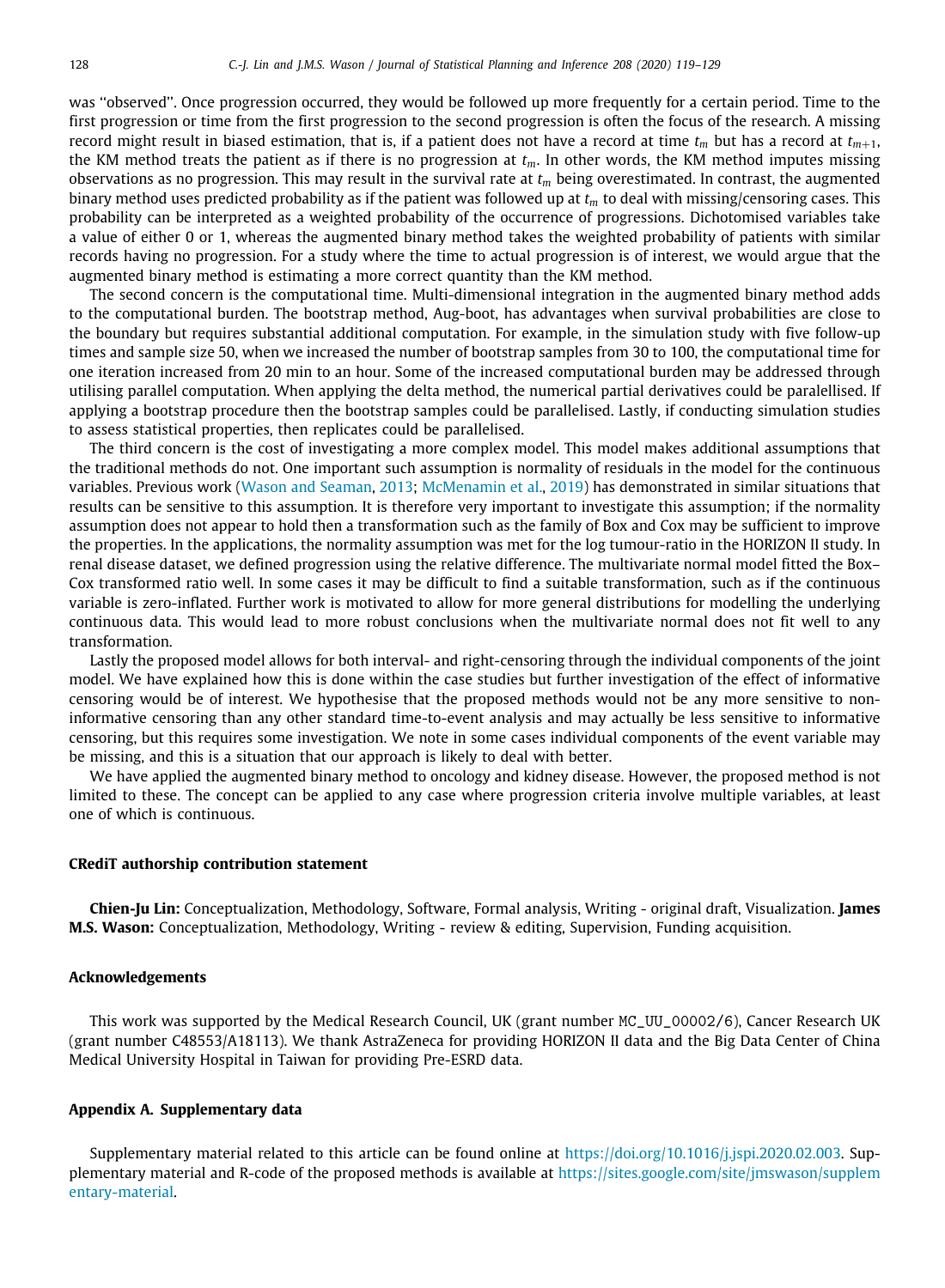was ''observed''. Once progression occurred, they would be followed up more frequently for a certain period. Time to the first progression or time from the first progression to the second progression is often the focus of the research. A missing record might result in biased estimation, that is, if a patient does not have a record at time $t_m$ but has a record at $t_{m+1}$, the KM method treats the patient as if there is no progression at $t_m$. In other words, the KM method imputes missing observations as no progression. This may result in the survival rate at $t_m$ being overestimated. In contrast, the augmented binary method uses predicted probability as if the patient was followed up at $t_m$ to deal with missing/censoring cases. This probability can be interpreted as a weighted probability of the occurrence of progressions. Dichotomised variables take a value of either 0 or 1, whereas the augmented binary method takes the weighted probability of patients with similar records having no progression. For a study where the time to actual progression is of interest, we would argue that the augmented binary method is estimating a more correct quantity than the KM method.

The second concern is the computational time. Multi-dimensional integration in the augmented binary method adds to the computational burden. The bootstrap method, Aug-boot, has advantages when survival probabilities are close to the boundary but requires substantial additional computation. For example, in the simulation study with five follow-up times and sample size 50, when we increased the number of bootstrap samples from 30 to 100, the computational time for one iteration increased from 20 min to an hour. Some of the increased computational burden may be addressed through utilising parallel computation. When applying the delta method, the numerical partial derivatives could be parallelised. If applying a bootstrap procedure then the bootstrap samples could be parallelised. Lastly, if conducting simulation studies to assess statistical properties, then replicates could be parallelised.

The third concern is the cost of investigating a more complex model. This model makes additional assumptions that the traditional methods do not. One important such assumption is normality of residuals in the model for the continuous variables. Previous work (Wason and Seaman, 2013; McMenamin et al., 2019) has demonstrated in similar situations that results can be sensitive to this assumption. It is therefore very important to investigate this assumption; if the normality assumption does not appear to hold then a transformation such as the family of Box and Cox may be sufficient to improve the properties. In the applications, the normality assumption was met for the log tumour-ratio in the HORIZON II study. In renal disease dataset, we defined progression using the relative difference. The multivariate normal model fitted the Box–Cox transformed ratio well. In some cases it may be difficult to find a suitable transformation, such as if the continuous variable is zero-inflated. Further work is motivated to allow for more general distributions for modelling the underlying continuous data. This would lead to more robust conclusions when the multivariate normal does not fit well to any transformation.

Lastly the proposed model allows for both interval- and right-censoring through the individual components of the joint model. We have explained how this is done within the case studies but further investigation of the effect of informative censoring would be of interest. We hypothesise that the proposed methods would not be any more sensitive to non-informative censoring than any other standard time-to-event analysis and may actually be less sensitive to informative censoring, but this requires some investigation. We note in some cases individual components of the event variable may be missing, and this is a situation that our approach is likely to deal with better.

We have applied the augmented binary method to oncology and kidney disease. However, the proposed method is not limited to these. The concept can be applied to any case where progression criteria involve multiple variables, at least one of which is continuous.

## CRediT authorship contribution statement

**Chien-Ju Lin:** Conceptualization, Methodology, Software, Formal analysis, Writing - original draft, Visualization. **James M.S. Wason:** Conceptualization, Methodology, Writing - review & editing, Supervision, Funding acquisition.

## Acknowledgements

This work was supported by the Medical Research Council, UK (grant number MC_UU_00002/6), Cancer Research UK (grant number C48553/A18113). We thank AstraZeneca for providing HORIZON II data and the Big Data Center of China Medical University Hospital in Taiwan for providing Pre-ESRD data.

## Appendix A. Supplementary data

Supplementary material related to this article can be found online at https://doi.org/10.1016/j.jspi.2020.02.003. Supplementary material and R-code of the proposed methods is available at https://sites.google.com/site/jmswason/supplementary-material.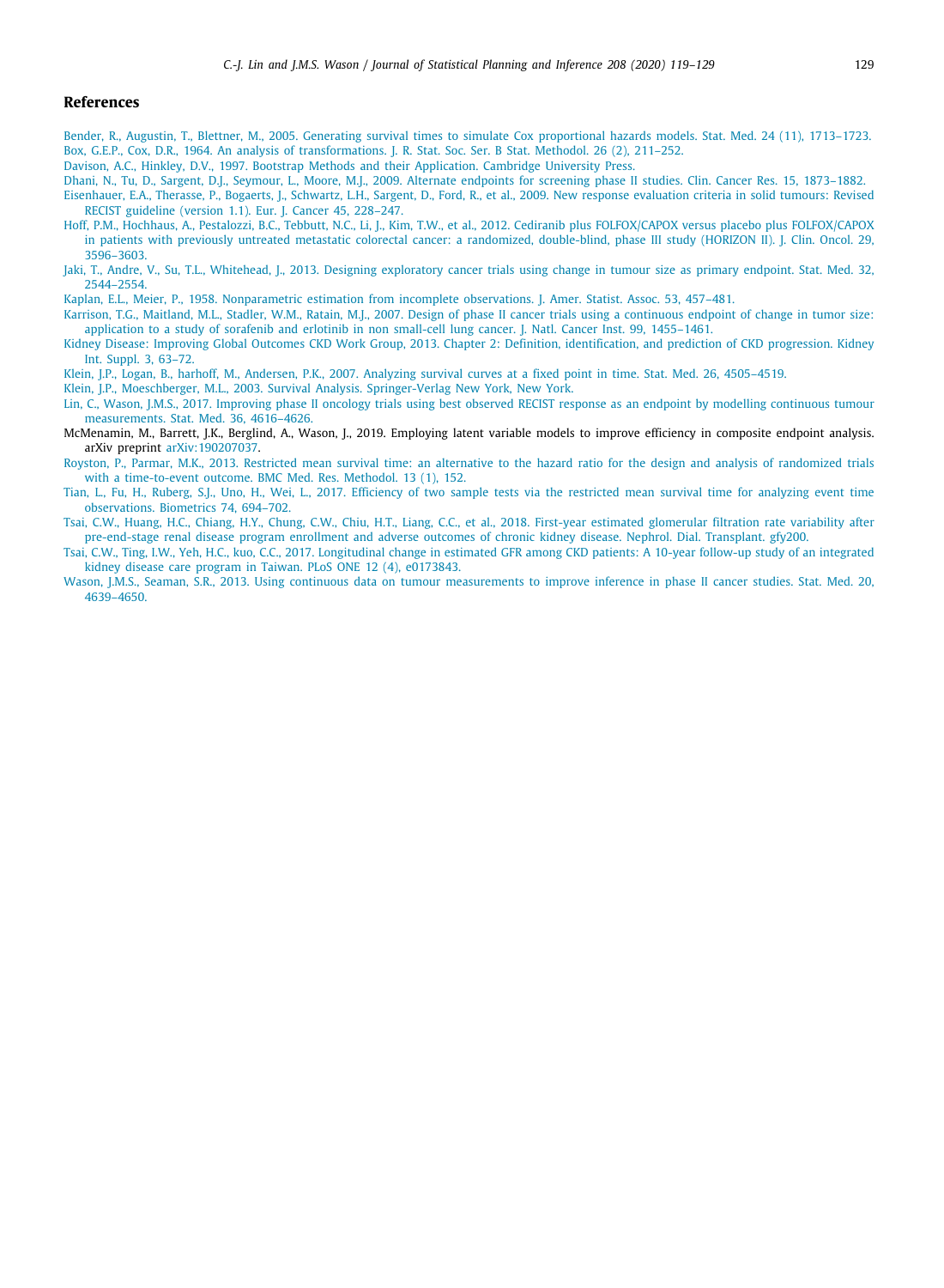## References

Bender, R., Augustin, T., Blettner, M., 2005. Generating survival times to simulate Cox proportional hazards models. Stat. Med. 24 (11), 1713–1723.

Box, G.E.P., Cox, D.R., 1964. An analysis of transformations. J. R. Stat. Soc. Ser. B Stat. Methodol. 26 (2), 211–252.

Davison, A.C., Hinkley, D.V., 1997. Bootstrap Methods and their Application. Cambridge University Press.

Dhani, N., Tu, D., Sargent, D.J., Seymour, L., Moore, M.J., 2009. Alternate endpoints for screening phase II studies. Clin. Cancer Res. 15, 1873–1882.

Eisenhauer, E.A., Therasse, P., Bogaerts, J., Schwartz, L.H., Sargent, D., Ford, R., et al., 2009. New response evaluation criteria in solid tumours: Revised RECIST guideline (version 1.1). Eur. J. Cancer 45, 228–247.

Hoff, P.M., Hochhaus, A., Pestalozzi, B.C., Tebbutt, N.C., Li, J., Kim, T.W., et al., 2012. Cediranib plus FOLFOX/CAPOX versus placebo plus FOLFOX/CAPOX in patients with previously untreated metastatic colorectal cancer: a randomized, double-blind, phase III study (HORIZON II). J. Clin. Oncol. 29, 3596–3603.

Jaki, T., Andre, V., Su, T.L., Whitehead, J., 2013. Designing exploratory cancer trials using change in tumour size as primary endpoint. Stat. Med. 32, 2544–2554.

Kaplan, E.L., Meier, P., 1958. Nonparametric estimation from incomplete observations. J. Amer. Statist. Assoc. 53, 457–481.

Karrison, T.G., Maitland, M.L., Stadler, W.M., Ratain, M.J., 2007. Design of phase II cancer trials using a continuous endpoint of change in tumor size: application to a study of sorafenib and erlotinib in non small-cell lung cancer. J. Natl. Cancer Inst. 99, 1455–1461.

Kidney Disease: Improving Global Outcomes CKD Work Group, 2013. Chapter 2: Definition, identification, and prediction of CKD progression. Kidney Int. Suppl. 3, 63–72.

Klein, J.P., Logan, B., harhoff, M., Andersen, P.K., 2007. Analyzing survival curves at a fixed point in time. Stat. Med. 26, 4505–4519.

Klein, J.P., Moeschberger, M.L., 2003. Survival Analysis. Springer-Verlag New York, New York.

Lin, C., Wason, J.M.S., 2017. Improving phase II oncology trials using best observed RECIST response as an endpoint by modelling continuous tumour measurements. Stat. Med. 36, 4616–4626.

McMenamin, M., Barrett, J.K., Berglind, A., Wason, J., 2019. Employing latent variable models to improve efficiency in composite endpoint analysis. arXiv preprint arXiv:190207037.

Royston, P., Parmar, M.K., 2013. Restricted mean survival time: an alternative to the hazard ratio for the design and analysis of randomized trials with a time-to-event outcome. BMC Med. Res. Methodol. 13 (1), 152.

Tian, L., Fu, H., Ruberg, S.J., Uno, H., Wei, L., 2017. Efficiency of two sample tests via the restricted mean survival time for analyzing event time observations. Biometrics 74, 694–702.

Tsai, C.W., Huang, H.C., Chiang, H.Y., Chung, C.W., Chiu, H.T., Liang, C.C., et al., 2018. First-year estimated glomerular filtration rate variability after pre-end-stage renal disease program enrollment and adverse outcomes of chronic kidney disease. Nephrol. Dial. Transplant. gfy200.

Tsai, C.W., Ting, I.W., Yeh, H.C., kuo, C.C., 2017. Longitudinal change in estimated GFR among CKD patients: A 10-year follow-up study of an integrated kidney disease care program in Taiwan. PLoS ONE 12 (4), e0173843.

Wason, J.M.S., Seaman, S.R., 2013. Using continuous data on tumour measurements to improve inference in phase II cancer studies. Stat. Med. 20, 4639–4650.